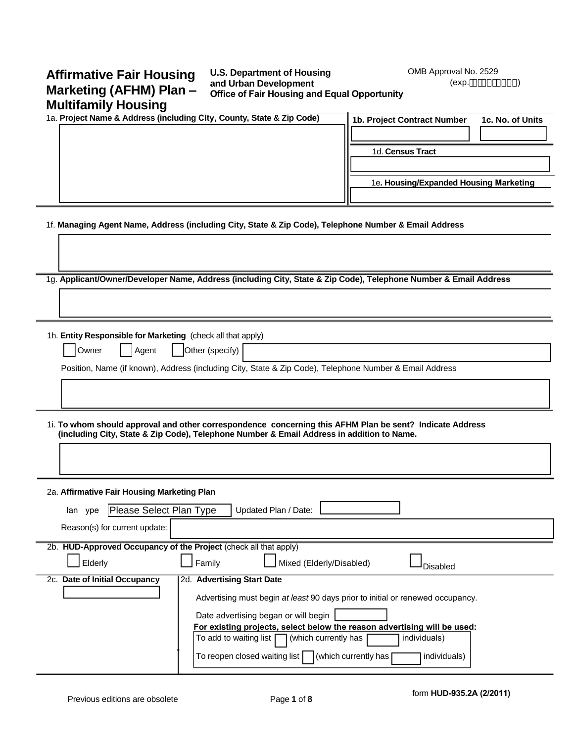# Affirmative Fair Housing Marketing (AFHM) Plan – Multifamily Housing

**U.S. Department of Housing and Urban Development**
**Office of Fair Housing and Equal Opportunity**

OMB Approval No. 2529
(exp.)

1a. **Project Name & Address (including City, County, State & Zip Code)**

1b. **Project Contract Number**

1c. **No. of Units**

1d. **Census Tract**

1e**. Housing/Expanded Housing Marketing**

1f. **Managing Agent Name, Address (including City, State & Zip Code), Telephone Number & Email Address**

1g. **Applicant/Owner/Developer Name, Address (including City, State & Zip Code), Telephone Number & Email Address**

1h. **Entity Responsible for Marketing** (check all that apply)

☐ Owner ☐ Agent ☐ Other (specify)

Position, Name (if known), Address (including City, State & Zip Code), Telephone Number & Email Address

1i. **To whom should approval and other correspondence concerning this AFHM Plan be sent? Indicate Address (including City, State & Zip Code), Telephone Number & Email Address in addition to Name.**

2a. **Affirmative Fair Housing Marketing Plan**

lan ype: Please Select Plan Type    Updated Plan / Date:

Reason(s) for current update:

2b. **HUD-Approved Occupancy of the Project** (check all that apply)

☐ Elderly ☐ Family ☐ Mixed (Elderly/Disabled) ☐ Disabled

2c. **Date of Initial Occupancy**

2d. **Advertising Start Date**

Advertising must begin *at least* 90 days prior to initial or renewed occupancy.

Date advertising began or will begin

**For existing projects, select below the reason advertising will be used:**

To add to waiting list ☐ (which currently has ____ individuals)

To reopen closed waiting list ☐ (which currently has ____ individuals)

Previous editions are obsolete

form **HUD-935.2A (2/2011)**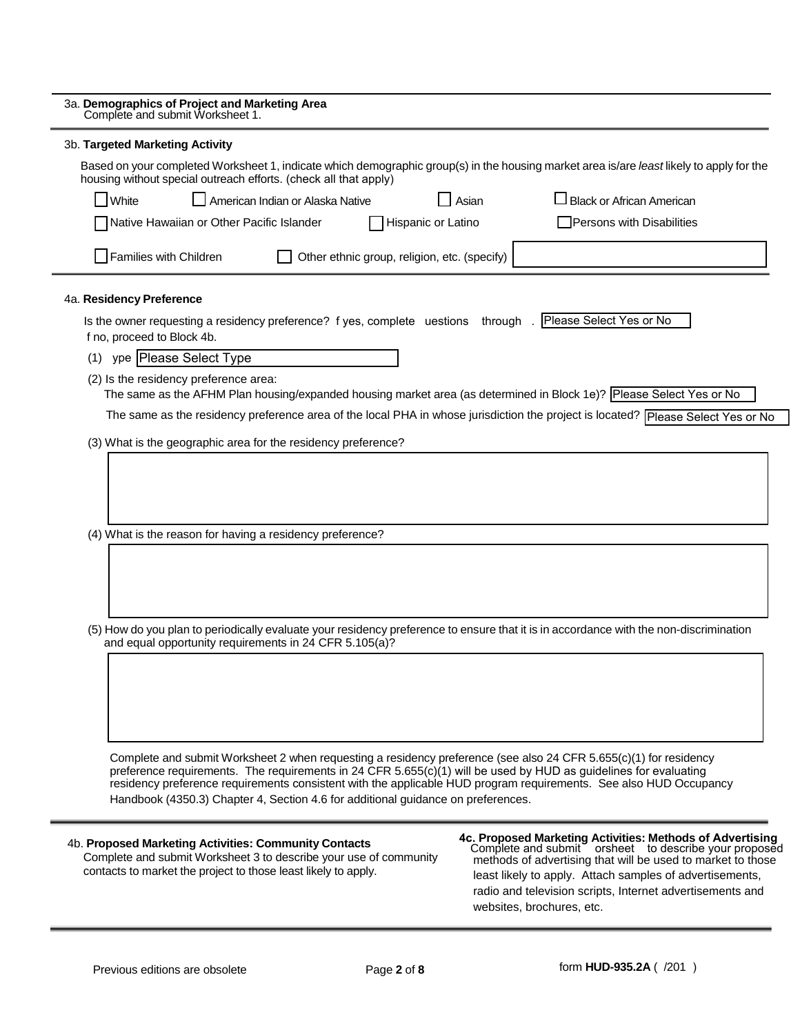## 3a. Demographics of Project and Marketing Area

Complete and submit Worksheet 1.

## 3b. Targeted Marketing Activity

Based on your completed Worksheet 1, indicate which demographic group(s) in the housing market area is/are *least* likely to apply for the housing without special outreach efforts. (check all that apply)

- [ ] White
- [ ] American Indian or Alaska Native
- [ ] Asian
- [ ] Black or African American
- [ ] Native Hawaiian or Other Pacific Islander
- [ ] Hispanic or Latino
- [ ] Persons with Disabilities
- [ ] Families with Children
- [ ] Other ethnic group, religion, etc. (specify) ______

## 4a. Residency Preference

Is the owner requesting a residency preference? f yes, complete uestions through . Please Select Yes or No
f no, proceed to Block 4b.

(1) ype Please Select Type

(2) Is the residency preference area:

The same as the AFHM Plan housing/expanded housing market area (as determined in Block 1e)? Please Select Yes or No

The same as the residency preference area of the local PHA in whose jurisdiction the project is located? Please Select Yes or No

(3) What is the geographic area for the residency preference?

(4) What is the reason for having a residency preference?

(5) How do you plan to periodically evaluate your residency preference to ensure that it is in accordance with the non-discrimination and equal opportunity requirements in 24 CFR 5.105(a)?

Complete and submit Worksheet 2 when requesting a residency preference (see also 24 CFR 5.655(c)(1) for residency preference requirements. The requirements in 24 CFR 5.655(c)(1) will be used by HUD as guidelines for evaluating residency preference requirements consistent with the applicable HUD program requirements. See also HUD Occupancy Handbook (4350.3) Chapter 4, Section 4.6 for additional guidance on preferences.

## 4b. Proposed Marketing Activities: Community Contacts

Complete and submit Worksheet 3 to describe your use of community contacts to market the project to those least likely to apply.

## 4c. Proposed Marketing Activities: Methods of Advertising

Complete and submit orsheet to describe your proposed methods of advertising that will be used to market to those least likely to apply. Attach samples of advertisements, radio and television scripts, Internet advertisements and websites, brochures, etc.

Previous editions are obsolete

form **HUD-935.2A** ( /201 )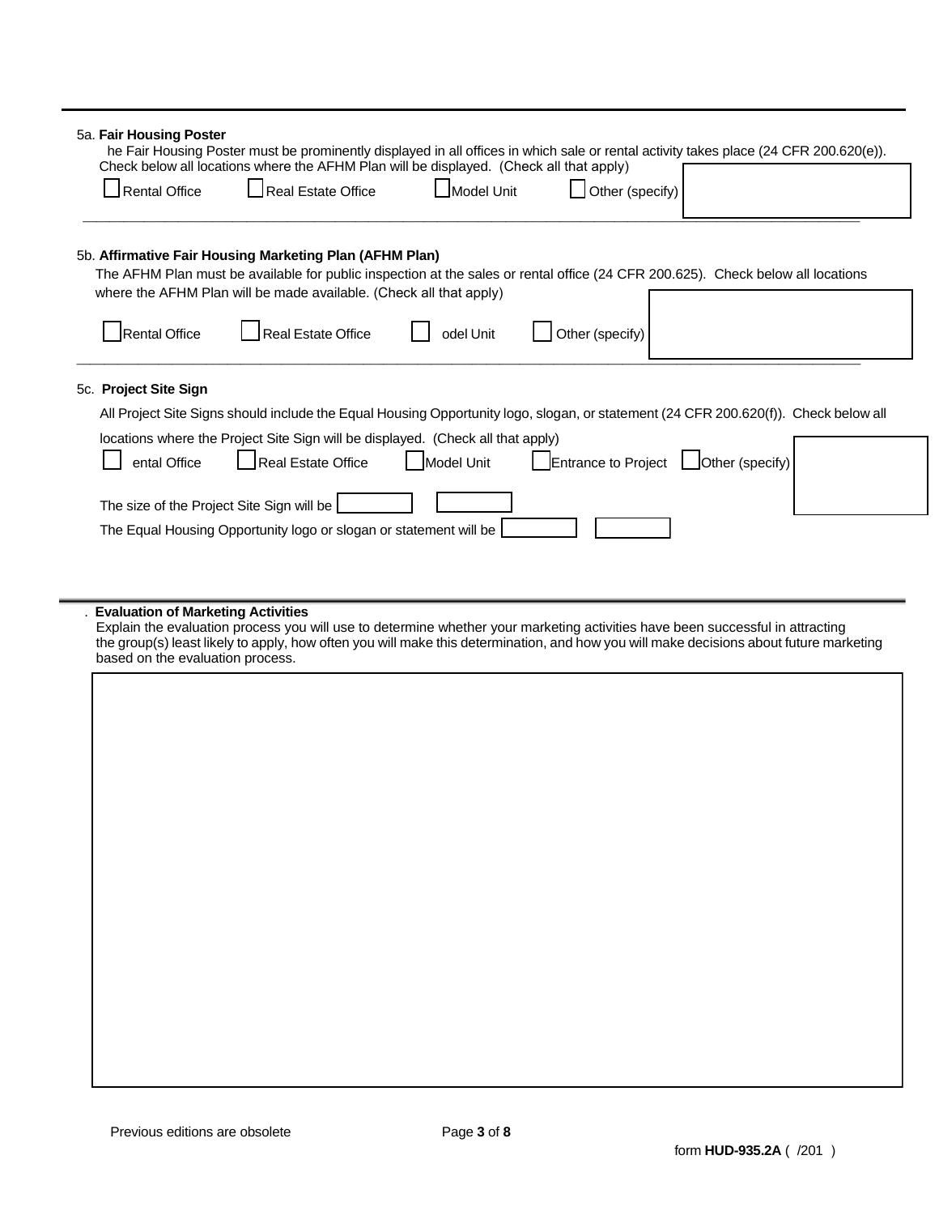**5a. Fair Housing Poster**

he Fair Housing Poster must be prominently displayed in all offices in which sale or rental activity takes place (24 CFR 200.620(e)). Check below all locations where the AFHM Plan will be displayed. (Check all that apply)

☐ Rental Office ☐ Real Estate Office ☐ Model Unit ☐ Other (specify)

**5b. Affirmative Fair Housing Marketing Plan (AFHM Plan)**

The AFHM Plan must be available for public inspection at the sales or rental office (24 CFR 200.625). Check below all locations where the AFHM Plan will be made available. (Check all that apply)

☐ Rental Office ☐ Real Estate Office ☐ odel Unit ☐ Other (specify)

**5c. Project Site Sign**

All Project Site Signs should include the Equal Housing Opportunity logo, slogan, or statement (24 CFR 200.620(f)). Check below all locations where the Project Site Sign will be displayed. (Check all that apply)

☐ ental Office ☐ Real Estate Office ☐ Model Unit ☐ Entrance to Project ☐ Other (specify)

The size of the Project Site Sign will be

The Equal Housing Opportunity logo or slogan or statement will be

**. Evaluation of Marketing Activities**

Explain the evaluation process you will use to determine whether your marketing activities have been successful in attracting the group(s) least likely to apply, how often you will make this determination, and how you will make decisions about future marketing based on the evaluation process.

Previous editions are obsolete

form **HUD-935.2A** ( /201 )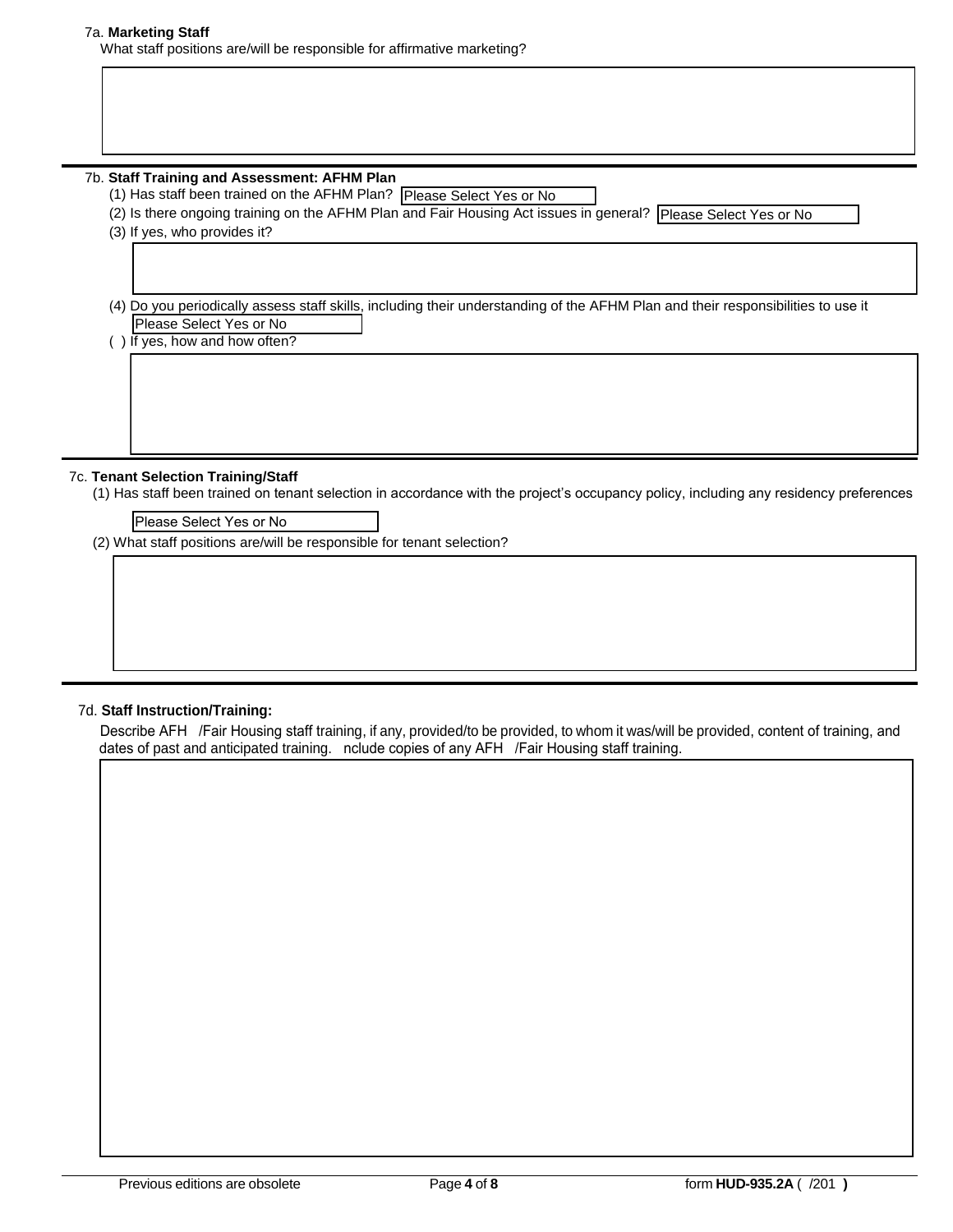7a. **Marketing Staff**

What staff positions are/will be responsible for affirmative marketing?

7b. **Staff Training and Assessment: AFHM Plan**

(1) Has staff been trained on the AFHM Plan? Please Select Yes or No

(2) Is there ongoing training on the AFHM Plan and Fair Housing Act issues in general? Please Select Yes or No

(3) If yes, who provides it?

(4) Do you periodically assess staff skills, including their understanding of the AFHM Plan and their responsibilities to use it Please Select Yes or No

( ) If yes, how and how often?

7c. **Tenant Selection Training/Staff**

(1) Has staff been trained on tenant selection in accordance with the project's occupancy policy, including any residency preferences

Please Select Yes or No

(2) What staff positions are/will be responsible for tenant selection?

7d. **Staff Instruction/Training:**

Describe AFH /Fair Housing staff training, if any, provided/to be provided, to whom it was/will be provided, content of training, and dates of past and anticipated training. nclude copies of any AFH /Fair Housing staff training.

Previous editions are obsolete

form **HUD-935.2A** ( /201 **)**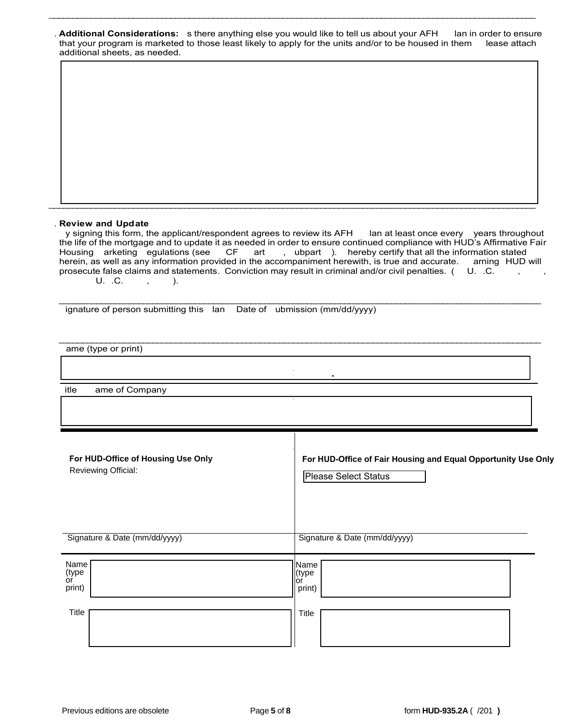. **Additional Considerations:** s there anything else you would like to tell us about your AFH lan in order to ensure that your program is marketed to those least likely to apply for the units and/or to be housed in them lease attach additional sheets, as needed.

| |
|---|
| |

. **Review and Update**

y signing this form, the applicant/respondent agrees to review its AFH lan at least once every years throughout the life of the mortgage and to update it as needed in order to ensure continued compliance with HUD's Affirmative Fair Housing arketing egulations (see CF art , ubpart ). hereby certify that all the information stated herein, as well as any information provided in the accompaniment herewith, is true and accurate. arning HUD will prosecute false claims and statements. Conviction may result in criminal and/or civil penalties. ( U. .C. , , U. .C. , ).

ignature of person submitting this lan Date of ubmission (mm/dd/yyyy)

ame (type or print)

| - |
|---|

itle ame of Company

| |
|---|

| For HUD-Office of Housing Use Only | For HUD-Office of Fair Housing and Equal Opportunity Use Only |
|---|---|
| Reviewing Official: | Please Select Status |
| Signature & Date (mm/dd/yyyy) | Signature & Date (mm/dd/yyyy) |
| Name (type or print) | Name (type or print) |
| Title | Title |

Previous editions are obsolete form **HUD-935.2A** ( /201 **)**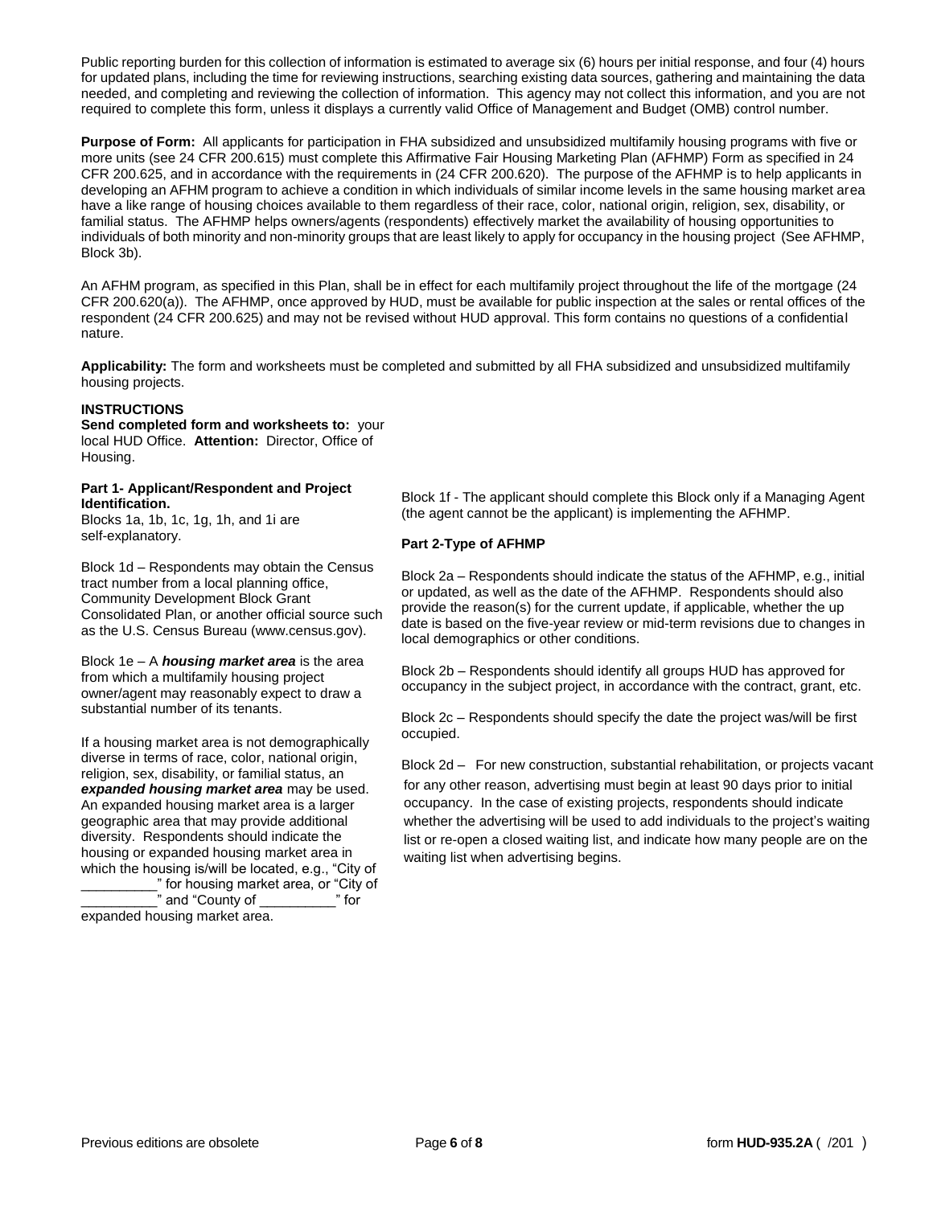Public reporting burden for this collection of information is estimated to average six (6) hours per initial response, and four (4) hours for updated plans, including the time for reviewing instructions, searching existing data sources, gathering and maintaining the data needed, and completing and reviewing the collection of information. This agency may not collect this information, and you are not required to complete this form, unless it displays a currently valid Office of Management and Budget (OMB) control number.

**Purpose of Form:** All applicants for participation in FHA subsidized and unsubsidized multifamily housing programs with five or more units (see 24 CFR 200.615) must complete this Affirmative Fair Housing Marketing Plan (AFHMP) Form as specified in 24 CFR 200.625, and in accordance with the requirements in (24 CFR 200.620). The purpose of the AFHMP is to help applicants in developing an AFHM program to achieve a condition in which individuals of similar income levels in the same housing market area have a like range of housing choices available to them regardless of their race, color, national origin, religion, sex, disability, or familial status. The AFHMP helps owners/agents (respondents) effectively market the availability of housing opportunities to individuals of both minority and non-minority groups that are least likely to apply for occupancy in the housing project (See AFHMP, Block 3b).

An AFHM program, as specified in this Plan, shall be in effect for each multifamily project throughout the life of the mortgage (24 CFR 200.620(a)). The AFHMP, once approved by HUD, must be available for public inspection at the sales or rental offices of the respondent (24 CFR 200.625) and may not be revised without HUD approval. This form contains no questions of a confidential nature.

**Applicability:** The form and worksheets must be completed and submitted by all FHA subsidized and unsubsidized multifamily housing projects.

**INSTRUCTIONS**

**Send completed form and worksheets to:** your local HUD Office. **Attention:** Director, Office of Housing.

**Part 1- Applicant/Respondent and Project Identification.**

Blocks 1a, 1b, 1c, 1g, 1h, and 1i are self-explanatory.

Block 1d – Respondents may obtain the Census tract number from a local planning office, Community Development Block Grant Consolidated Plan, or another official source such as the U.S. Census Bureau (www.census.gov).

Block 1e – A ***housing market area*** is the area from which a multifamily housing project owner/agent may reasonably expect to draw a substantial number of its tenants.

If a housing market area is not demographically diverse in terms of race, color, national origin, religion, sex, disability, or familial status, an ***expanded housing market area*** may be used. An expanded housing market area is a larger geographic area that may provide additional diversity. Respondents should indicate the housing or expanded housing market area in which the housing is/will be located, e.g., "City of __________" for housing market area, or "City of __________" and "County of __________" for expanded housing market area.

Block 1f - The applicant should complete this Block only if a Managing Agent (the agent cannot be the applicant) is implementing the AFHMP.

**Part 2-Type of AFHMP**

Block 2a – Respondents should indicate the status of the AFHMP, e.g., initial or updated, as well as the date of the AFHMP. Respondents should also provide the reason(s) for the current update, if applicable, whether the up date is based on the five-year review or mid-term revisions due to changes in local demographics or other conditions.

Block 2b – Respondents should identify all groups HUD has approved for occupancy in the subject project, in accordance with the contract, grant, etc.

Block 2c – Respondents should specify the date the project was/will be first occupied.

Block 2d – For new construction, substantial rehabilitation, or projects vacant for any other reason, advertising must begin at least 90 days prior to initial occupancy. In the case of existing projects, respondents should indicate whether the advertising will be used to add individuals to the project's waiting list or re-open a closed waiting list, and indicate how many people are on the waiting list when advertising begins.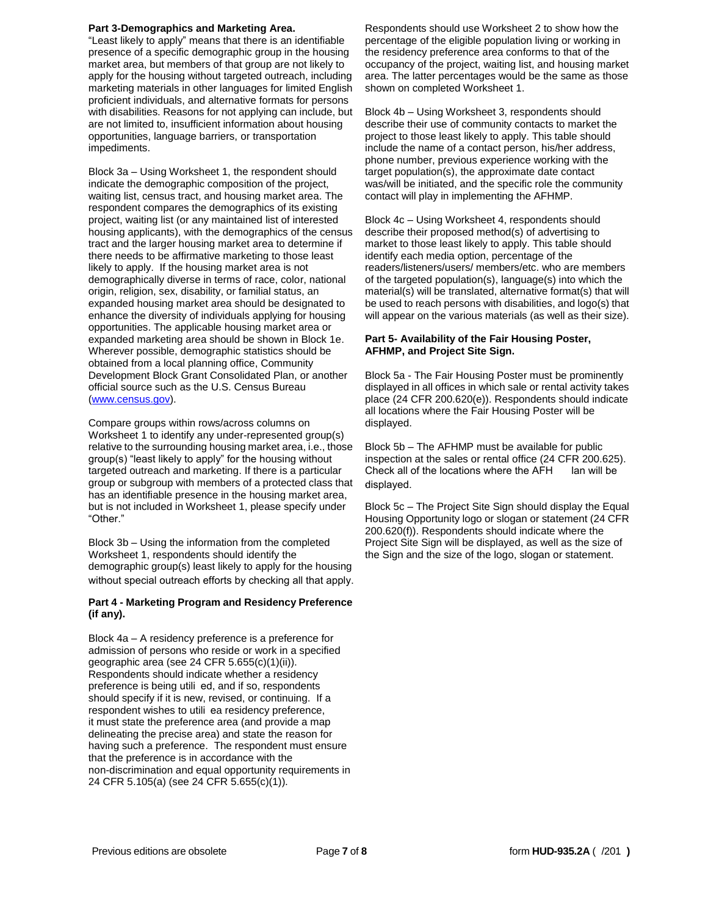**Part 3-Demographics and Marketing Area.**

"Least likely to apply" means that there is an identifiable presence of a specific demographic group in the housing market area, but members of that group are not likely to apply for the housing without targeted outreach, including marketing materials in other languages for limited English proficient individuals, and alternative formats for persons with disabilities. Reasons for not applying can include, but are not limited to, insufficient information about housing opportunities, language barriers, or transportation impediments.

Block 3a – Using Worksheet 1, the respondent should indicate the demographic composition of the project, waiting list, census tract, and housing market area. The respondent compares the demographics of its existing project, waiting list (or any maintained list of interested housing applicants), with the demographics of the census tract and the larger housing market area to determine if there needs to be affirmative marketing to those least likely to apply. If the housing market area is not demographically diverse in terms of race, color, national origin, religion, sex, disability, or familial status, an expanded housing market area should be designated to enhance the diversity of individuals applying for housing opportunities. The applicable housing market area or expanded marketing area should be shown in Block 1e. Wherever possible, demographic statistics should be obtained from a local planning office, Community Development Block Grant Consolidated Plan, or another official source such as the U.S. Census Bureau (www.census.gov).

Compare groups within rows/across columns on Worksheet 1 to identify any under-represented group(s) relative to the surrounding housing market area, i.e., those group(s) "least likely to apply" for the housing without targeted outreach and marketing. If there is a particular group or subgroup with members of a protected class that has an identifiable presence in the housing market area, but is not included in Worksheet 1, please specify under "Other."

Block 3b – Using the information from the completed Worksheet 1, respondents should identify the demographic group(s) least likely to apply for the housing without special outreach efforts by checking all that apply.

**Part 4 - Marketing Program and Residency Preference (if any).**

Block 4a – A residency preference is a preference for admission of persons who reside or work in a specified geographic area (see 24 CFR 5.655(c)(1)(ii)). Respondents should indicate whether a residency preference is being utili ed, and if so, respondents should specify if it is new, revised, or continuing. If a respondent wishes to utili ea residency preference, it must state the preference area (and provide a map delineating the precise area) and state the reason for having such a preference. The respondent must ensure that the preference is in accordance with the non-discrimination and equal opportunity requirements in 24 CFR 5.105(a) (see 24 CFR 5.655(c)(1)).

Respondents should use Worksheet 2 to show how the percentage of the eligible population living or working in the residency preference area conforms to that of the occupancy of the project, waiting list, and housing market area. The latter percentages would be the same as those shown on completed Worksheet 1.

Block 4b – Using Worksheet 3, respondents should describe their use of community contacts to market the project to those least likely to apply. This table should include the name of a contact person, his/her address, phone number, previous experience working with the target population(s), the approximate date contact was/will be initiated, and the specific role the community contact will play in implementing the AFHMP.

Block 4c – Using Worksheet 4, respondents should describe their proposed method(s) of advertising to market to those least likely to apply. This table should identify each media option, percentage of the readers/listeners/users/ members/etc. who are members of the targeted population(s), language(s) into which the material(s) will be translated, alternative format(s) that will be used to reach persons with disabilities, and logo(s) that will appear on the various materials (as well as their size).

**Part 5- Availability of the Fair Housing Poster, AFHMP, and Project Site Sign.**

Block 5a - The Fair Housing Poster must be prominently displayed in all offices in which sale or rental activity takes place (24 CFR 200.620(e)). Respondents should indicate all locations where the Fair Housing Poster will be displayed.

Block 5b – The AFHMP must be available for public inspection at the sales or rental office (24 CFR 200.625). Check all of the locations where the AFH lan will be displayed.

Block 5c – The Project Site Sign should display the Equal Housing Opportunity logo or slogan or statement (24 CFR 200.620(f)). Respondents should indicate where the Project Site Sign will be displayed, as well as the size of the Sign and the size of the logo, slogan or statement.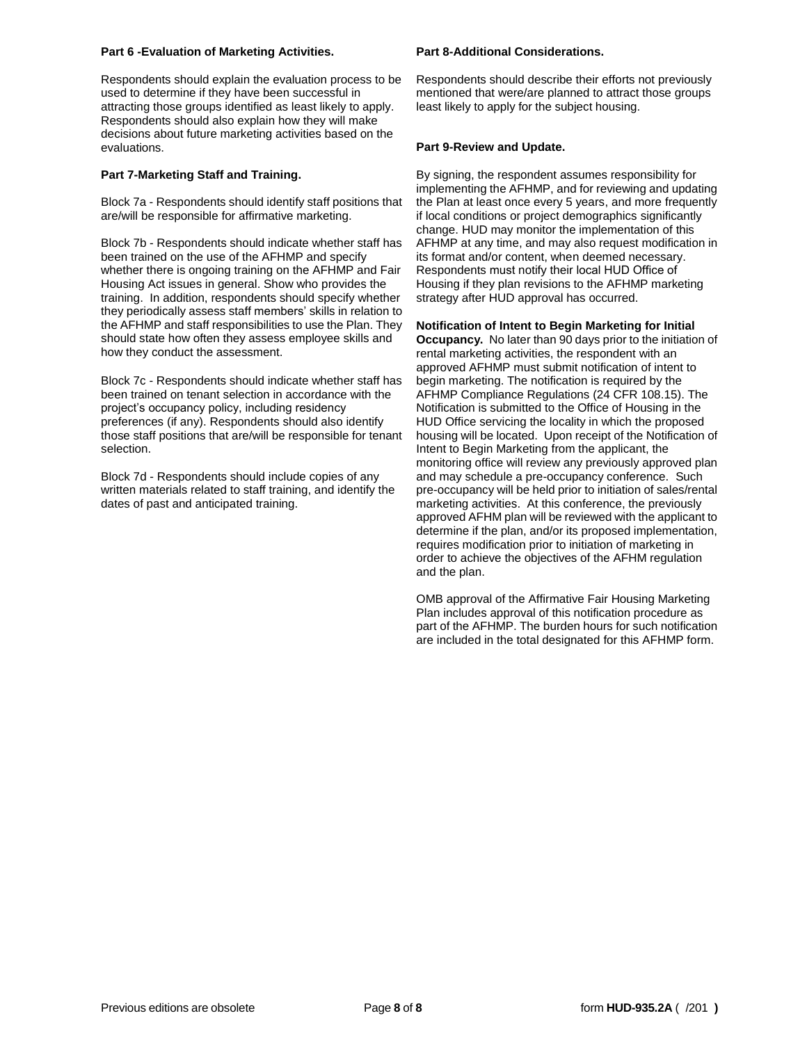**Part 6 -Evaluation of Marketing Activities.**

Respondents should explain the evaluation process to be used to determine if they have been successful in attracting those groups identified as least likely to apply. Respondents should also explain how they will make decisions about future marketing activities based on the evaluations.

**Part 7-Marketing Staff and Training.**

Block 7a - Respondents should identify staff positions that are/will be responsible for affirmative marketing.

Block 7b - Respondents should indicate whether staff has been trained on the use of the AFHMP and specify whether there is ongoing training on the AFHMP and Fair Housing Act issues in general. Show who provides the training. In addition, respondents should specify whether they periodically assess staff members' skills in relation to the AFHMP and staff responsibilities to use the Plan. They should state how often they assess employee skills and how they conduct the assessment.

Block 7c - Respondents should indicate whether staff has been trained on tenant selection in accordance with the project's occupancy policy, including residency preferences (if any). Respondents should also identify those staff positions that are/will be responsible for tenant selection.

Block 7d - Respondents should include copies of any written materials related to staff training, and identify the dates of past and anticipated training.

**Part 8-Additional Considerations.**

Respondents should describe their efforts not previously mentioned that were/are planned to attract those groups least likely to apply for the subject housing.

**Part 9-Review and Update.**

By signing, the respondent assumes responsibility for implementing the AFHMP, and for reviewing and updating the Plan at least once every 5 years, and more frequently if local conditions or project demographics significantly change. HUD may monitor the implementation of this AFHMP at any time, and may also request modification in its format and/or content, when deemed necessary. Respondents must notify their local HUD Office of Housing if they plan revisions to the AFHMP marketing strategy after HUD approval has occurred.

**Notification of Intent to Begin Marketing for Initial Occupancy.** No later than 90 days prior to the initiation of rental marketing activities, the respondent with an approved AFHMP must submit notification of intent to begin marketing. The notification is required by the AFHMP Compliance Regulations (24 CFR 108.15). The Notification is submitted to the Office of Housing in the HUD Office servicing the locality in which the proposed housing will be located. Upon receipt of the Notification of Intent to Begin Marketing from the applicant, the monitoring office will review any previously approved plan and may schedule a pre-occupancy conference. Such pre-occupancy will be held prior to initiation of sales/rental marketing activities. At this conference, the previously approved AFHM plan will be reviewed with the applicant to determine if the plan, and/or its proposed implementation, requires modification prior to initiation of marketing in order to achieve the objectives of the AFHM regulation and the plan.

OMB approval of the Affirmative Fair Housing Marketing Plan includes approval of this notification procedure as part of the AFHMP. The burden hours for such notification are included in the total designated for this AFHMP form.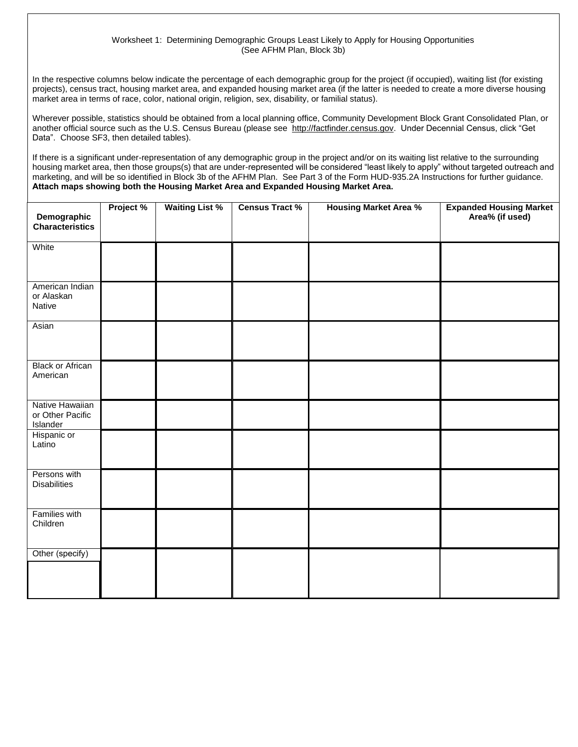Worksheet 1: Determining Demographic Groups Least Likely to Apply for Housing Opportunities
(See AFHM Plan, Block 3b)

In the respective columns below indicate the percentage of each demographic group for the project (if occupied), waiting list (for existing projects), census tract, housing market area, and expanded housing market area (if the latter is needed to create a more diverse housing market area in terms of race, color, national origin, religion, sex, disability, or familial status).

Wherever possible, statistics should be obtained from a local planning office, Community Development Block Grant Consolidated Plan, or another official source such as the U.S. Census Bureau (please see http://factfinder.census.gov. Under Decennial Census, click "Get Data". Choose SF3, then detailed tables).

If there is a significant under-representation of any demographic group in the project and/or on its waiting list relative to the surrounding housing market area, then those groups(s) that are under-represented will be considered "least likely to apply" without targeted outreach and marketing, and will be so identified in Block 3b of the AFHM Plan. See Part 3 of the Form HUD-935.2A Instructions for further guidance. **Attach maps showing both the Housing Market Area and Expanded Housing Market Area.**

| Demographic Characteristics | Project % | Waiting List % | Census Tract % | Housing Market Area % | Expanded Housing Market Area% (if used) |
|---|---|---|---|---|---|
| White | | | | | |
| American Indian or Alaskan Native | | | | | |
| Asian | | | | | |
| Black or African American | | | | | |
| Native Hawaiian or Other Pacific Islander | | | | | |
| Hispanic or Latino | | | | | |
| Persons with Disabilities | | | | | |
| Families with Children | | | | | |
| Other (specify) | | | | | |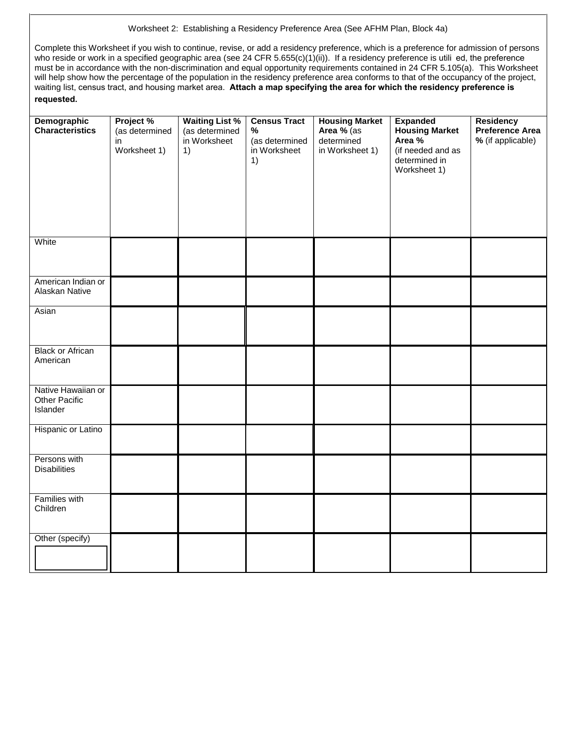Worksheet 2: Establishing a Residency Preference Area (See AFHM Plan, Block 4a)

Complete this Worksheet if you wish to continue, revise, or add a residency preference, which is a preference for admission of persons who reside or work in a specified geographic area (see 24 CFR 5.655(c)(1)(ii)). If a residency preference is utili ed, the preference must be in accordance with the non-discrimination and equal opportunity requirements contained in 24 CFR 5.105(a). This Worksheet will help show how the percentage of the population in the residency preference area conforms to that of the occupancy of the project, waiting list, census tract, and housing market area. **Attach a map specifying the area for which the residency preference is requested.**

| **Demographic Characteristics** | **Project %** (as determined in Worksheet 1) | **Waiting List %** (as determined in Worksheet 1) | **Census Tract %** (as determined in Worksheet 1) | **Housing Market Area %** (as determined in Worksheet 1) | **Expanded Housing Market Area %** (if needed and as determined in Worksheet 1) | **Residency Preference Area %** (if applicable) |
|---|---|---|---|---|---|---|
| White | | | | | | |
| American Indian or Alaskan Native | | | | | | |
| Asian | | | | | | |
| Black or African American | | | | | | |
| Native Hawaiian or Other Pacific Islander | | | | | | |
| Hispanic or Latino | | | | | | |
| Persons with Disabilities | | | | | | |
| Families with Children | | | | | | |
| Other (specify) | | | | | | |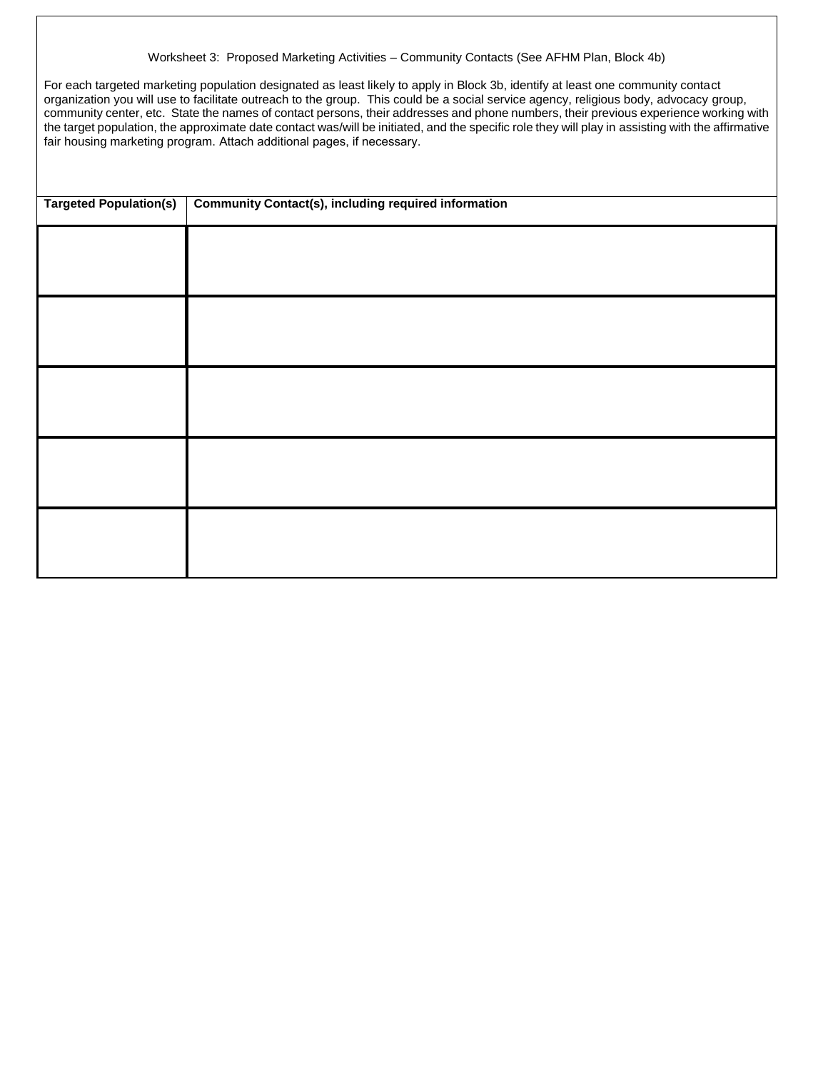Worksheet 3: Proposed Marketing Activities – Community Contacts (See AFHM Plan, Block 4b)

For each targeted marketing population designated as least likely to apply in Block 3b, identify at least one community contact organization you will use to facilitate outreach to the group. This could be a social service agency, religious body, advocacy group, community center, etc. State the names of contact persons, their addresses and phone numbers, their previous experience working with the target population, the approximate date contact was/will be initiated, and the specific role they will play in assisting with the affirmative fair housing marketing program. Attach additional pages, if necessary.

| **Targeted Population(s)** | **Community Contact(s), including required information** |
|---|---|
| | |
| | |
| | |
| | |
| | |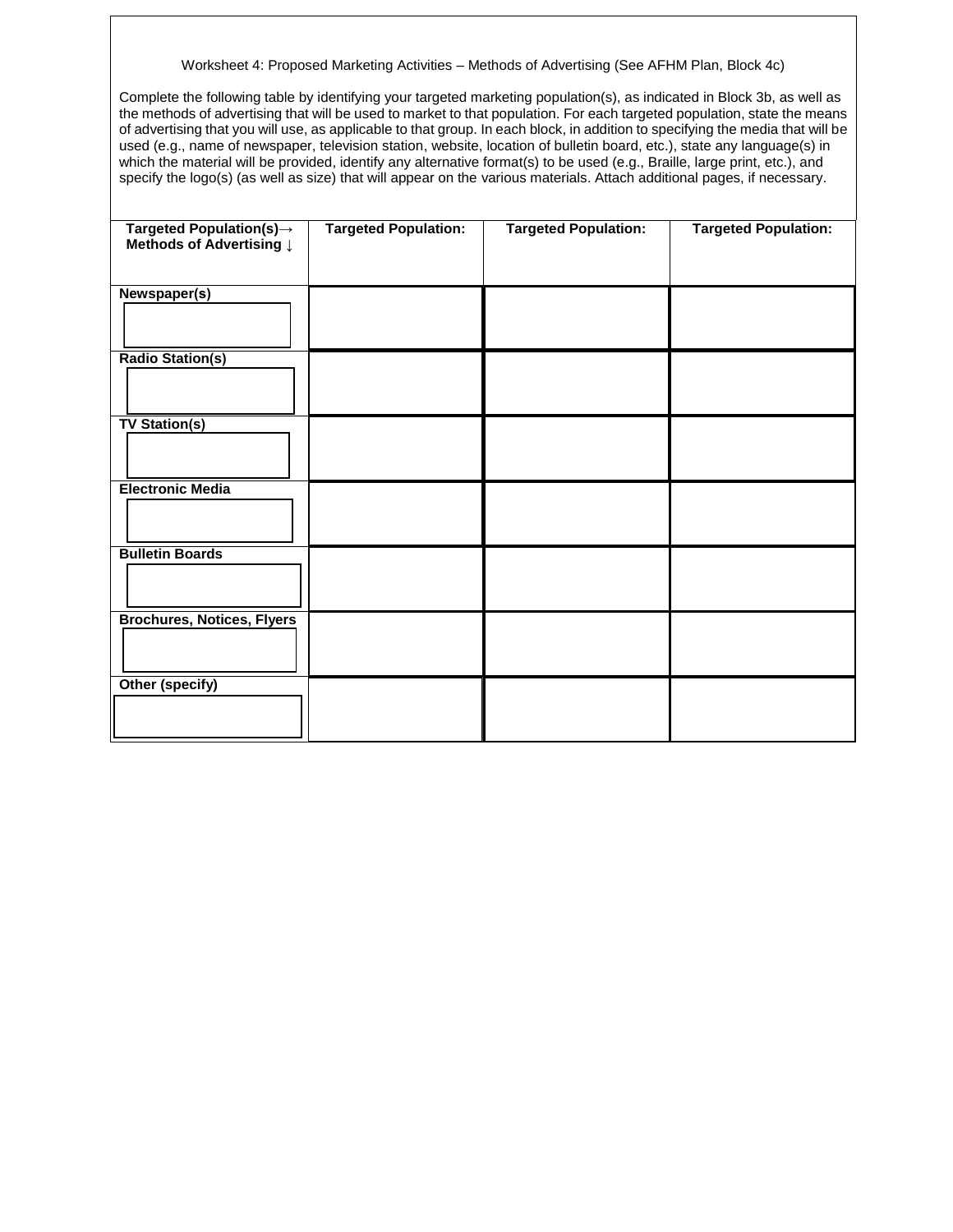Worksheet 4: Proposed Marketing Activities – Methods of Advertising (See AFHM Plan, Block 4c)

Complete the following table by identifying your targeted marketing population(s), as indicated in Block 3b, as well as the methods of advertising that will be used to market to that population. For each targeted population, state the means of advertising that you will use, as applicable to that group. In each block, in addition to specifying the media that will be used (e.g., name of newspaper, television station, website, location of bulletin board, etc.), state any language(s) in which the material will be provided, identify any alternative format(s) to be used (e.g., Braille, large print, etc.), and specify the logo(s) (as well as size) that will appear on the various materials. Attach additional pages, if necessary.

| **Targeted Population(s)→ Methods of Advertising ↓** | **Targeted Population:** | **Targeted Population:** | **Targeted Population:** |
|---|---|---|---|
| **Newspaper(s)** | | | |
| **Radio Station(s)** | | | |
| **TV Station(s)** | | | |
| **Electronic Media** | | | |
| **Bulletin Boards** | | | |
| **Brochures, Notices, Flyers** | | | |
| **Other (specify)** | | | |